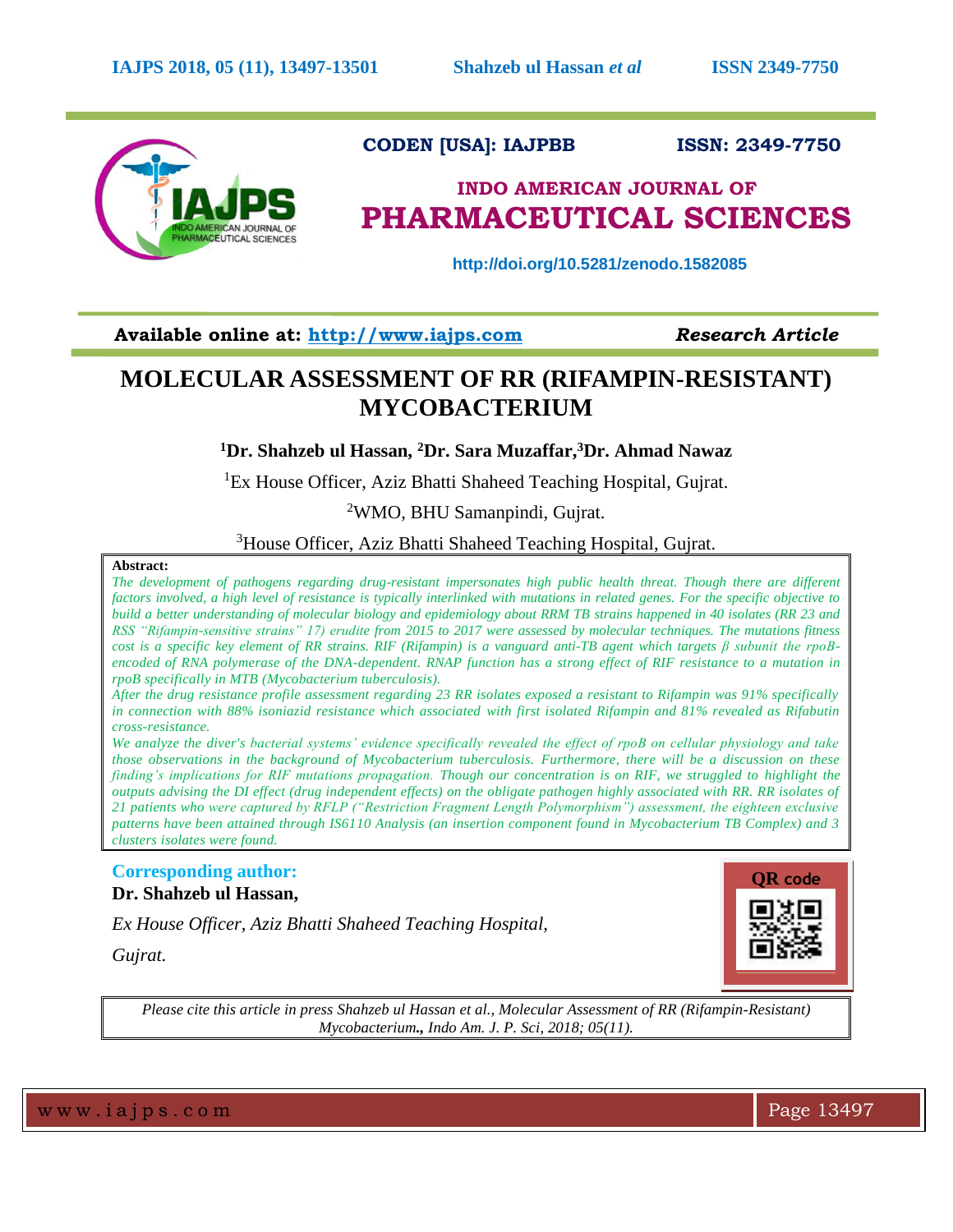CODEN [USA]: IAJPBB ISSN: 2349-7750

# INDO AMERICAN JOURNAL OF PHARMACEUTICAL SCIENCES

http://doi.org/10.5281/zenodo.1582085

**Available online at: http://www.iajps.com** *Research Article*

# MOLECULAR ASSESSMENT OF RR (RIFAMPIN-RESISTANT) MYCOBACTERIUM

**[1]Dr. Shahzeb ul Hassan, [2]Dr. Sara Muzaffar,[3]Dr. Ahmad Nawaz**

[1]Ex House Officer, Aziz Bhatti Shaheed Teaching Hospital, Gujrat.

[2]WMO, BHU Samanpindi, Gujrat.

[3]House Officer, Aziz Bhatti Shaheed Teaching Hospital, Gujrat.

**Abstract:**

*The development of pathogens regarding drug-resistant impersonates high public health threat. Though there are different factors involved, a high level of resistance is typically interlinked with mutations in related genes. For the specific objective to build a better understanding of molecular biology and epidemiology about RRM TB strains happened in 40 isolates (RR 23 and RSS "Rifampin-sensitive strains" 17) erudite from 2015 to 2017 were assessed by molecular techniques. The mutations fitness cost is a specific key element of RR strains. RIF (Rifampin) is a vanguard anti-TB agent which targets β subunit the rpoB-encoded of RNA polymerase of the DNA-dependent. RNAP function has a strong effect of RIF resistance to a mutation in rpoB specifically in MTB (Mycobacterium tuberculosis).*

*After the drug resistance profile assessment regarding 23 RR isolates exposed a resistant to Rifampin was 91% specifically in connection with 88% isoniazid resistance which associated with first isolated Rifampin and 81% revealed as Rifabutin cross-resistance.*

*We analyze the diver's bacterial systems' evidence specifically revealed the effect of rpoB on cellular physiology and take those observations in the background of Mycobacterium tuberculosis. Furthermore, there will be a discussion on these finding's implications for RIF mutations propagation. Though our concentration is on RIF, we struggled to highlight the outputs advising the DI effect (drug independent effects) on the obligate pathogen highly associated with RR. RR isolates of 21 patients who were captured by RFLP ("Restriction Fragment Length Polymorphism") assessment, the eighteen exclusive patterns have been attained through IS6110 Analysis (an insertion component found in Mycobacterium TB Complex) and 3 clusters isolates were found.*

**Corresponding author:**

**Dr. Shahzeb ul Hassan,**

*Ex House Officer, Aziz Bhatti Shaheed Teaching Hospital,*

*Gujrat.*

QR code

*Please cite this article in press Shahzeb ul Hassan et al., Molecular Assessment of RR (Rifampin-Resistant) Mycobacterium., Indo Am. J. P. Sci, 2018; 05(11).*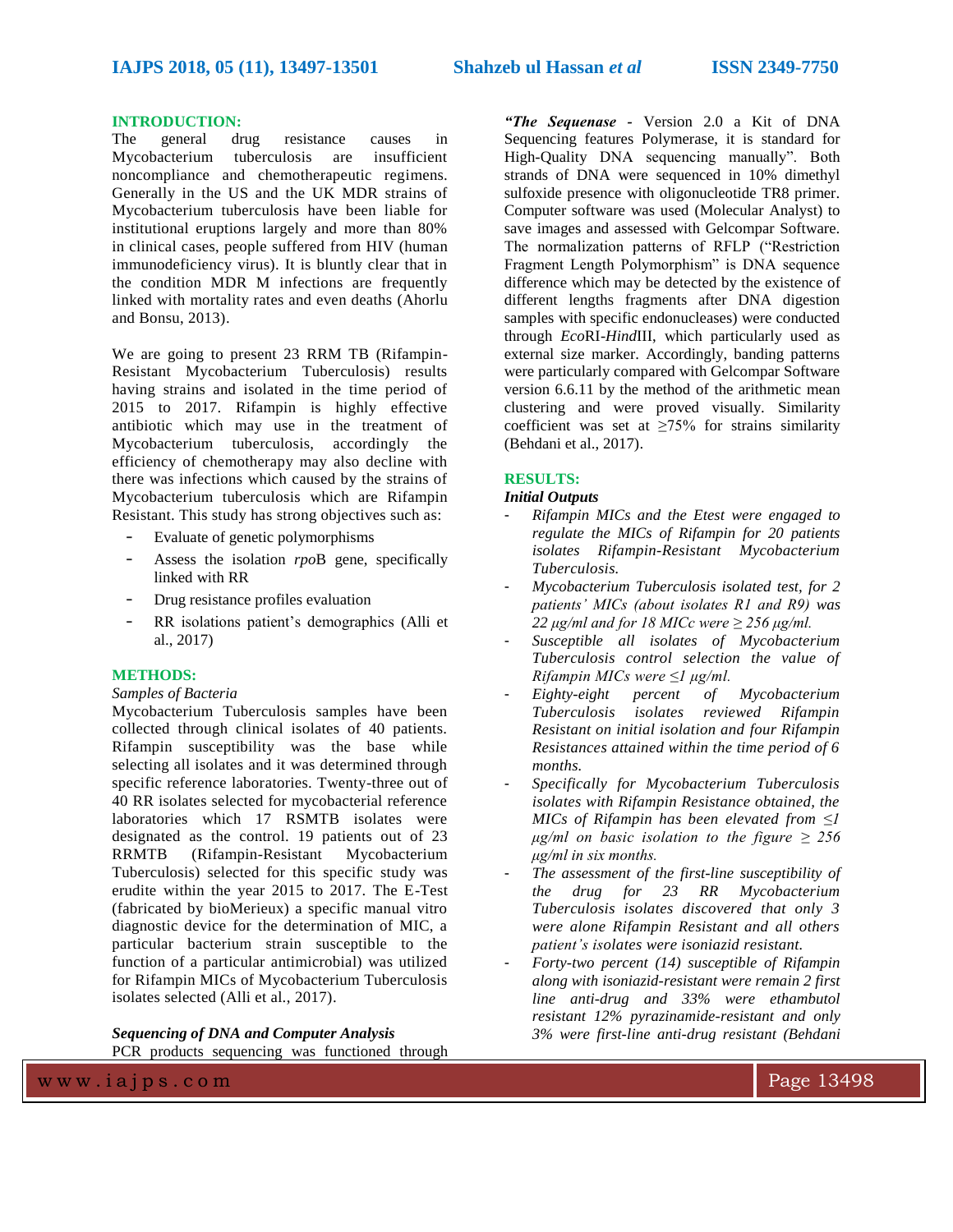## INTRODUCTION:

The general drug resistance causes in Mycobacterium tuberculosis are insufficient noncompliance and chemotherapeutic regimens. Generally in the US and the UK MDR strains of Mycobacterium tuberculosis have been liable for institutional eruptions largely and more than 80% in clinical cases, people suffered from HIV (human immunodeficiency virus). It is bluntly clear that in the condition MDR M infections are frequently linked with mortality rates and even deaths (Ahorlu and Bonsu, 2013).

We are going to present 23 RRM TB (Rifampin-Resistant Mycobacterium Tuberculosis) results having strains and isolated in the time period of 2015 to 2017. Rifampin is highly effective antibiotic which may use in the treatment of Mycobacterium tuberculosis, accordingly the efficiency of chemotherapy may also decline with there was infections which caused by the strains of Mycobacterium tuberculosis which are Rifampin Resistant. This study has strong objectives such as:

- Evaluate of genetic polymorphisms
- Assess the isolation *rpo*B gene, specifically linked with RR
- Drug resistance profiles evaluation
- RR isolations patient's demographics (Alli et al., 2017)

## METHODS:

*Samples of Bacteria*

Mycobacterium Tuberculosis samples have been collected through clinical isolates of 40 patients. Rifampin susceptibility was the base while selecting all isolates and it was determined through specific reference laboratories. Twenty-three out of 40 RR isolates selected for mycobacterial reference laboratories which 17 RSMTB isolates were designated as the control. 19 patients out of 23 RRMTB (Rifampin-Resistant Mycobacterium Tuberculosis) selected for this specific study was erudite within the year 2015 to 2017. The E-Test (fabricated by bioMerieux) a specific manual vitro diagnostic device for the determination of MIC, a particular bacterium strain susceptible to the function of a particular antimicrobial) was utilized for Rifampin MICs of Mycobacterium Tuberculosis isolates selected (Alli et al., 2017).

***Sequencing of DNA and Computer Analysis***

PCR products sequencing was functioned through ***"The Sequenase*** **-** Version 2.0 a Kit of DNA Sequencing features Polymerase, it is standard for High-Quality DNA sequencing manually". Both strands of DNA were sequenced in 10% dimethyl sulfoxide presence with oligonucleotide TR8 primer. Computer software was used (Molecular Analyst) to save images and assessed with Gelcompar Software. The normalization patterns of RFLP ("Restriction Fragment Length Polymorphism" is DNA sequence difference which may be detected by the existence of different lengths fragments after DNA digestion samples with specific endonucleases) were conducted through *Eco*RI-*Hind*III, which particularly used as external size marker. Accordingly, banding patterns were particularly compared with Gelcompar Software version 6.6.11 by the method of the arithmetic mean clustering and were proved visually. Similarity coefficient was set at ≥75% for strains similarity (Behdani et al., 2017).

## RESULTS:

***Initial Outputs***

- *Rifampin MICs and the Etest were engaged to regulate the MICs of Rifampin for 20 patients isolates Rifampin-Resistant Mycobacterium Tuberculosis.*
- *Mycobacterium Tuberculosis isolated test, for 2 patients' MICs (about isolates R1 and R9) was 22 µg/ml and for 18 MICc were ≥ 256 µg/ml.*
- *Susceptible all isolates of Mycobacterium Tuberculosis control selection the value of Rifampin MICs were ≤1 µg/ml.*
- *Eighty-eight percent of Mycobacterium Tuberculosis isolates reviewed Rifampin Resistant on initial isolation and four Rifampin Resistances attained within the time period of 6 months.*
- *Specifically for Mycobacterium Tuberculosis isolates with Rifampin Resistance obtained, the MICs of Rifampin has been elevated from ≤1 µg/ml on basic isolation to the figure ≥ 256 µg/ml in six months.*
- *The assessment of the first-line susceptibility of the drug for 23 RR Mycobacterium Tuberculosis isolates discovered that only 3 were alone Rifampin Resistant and all others patient's isolates were isoniazid resistant.*
- *Forty-two percent (14) susceptible of Rifampin along with isoniazid-resistant were remain 2 first line anti-drug and 33% were ethambutol resistant 12% pyrazinamide-resistant and only 3% were first-line anti-drug resistant (Behdani*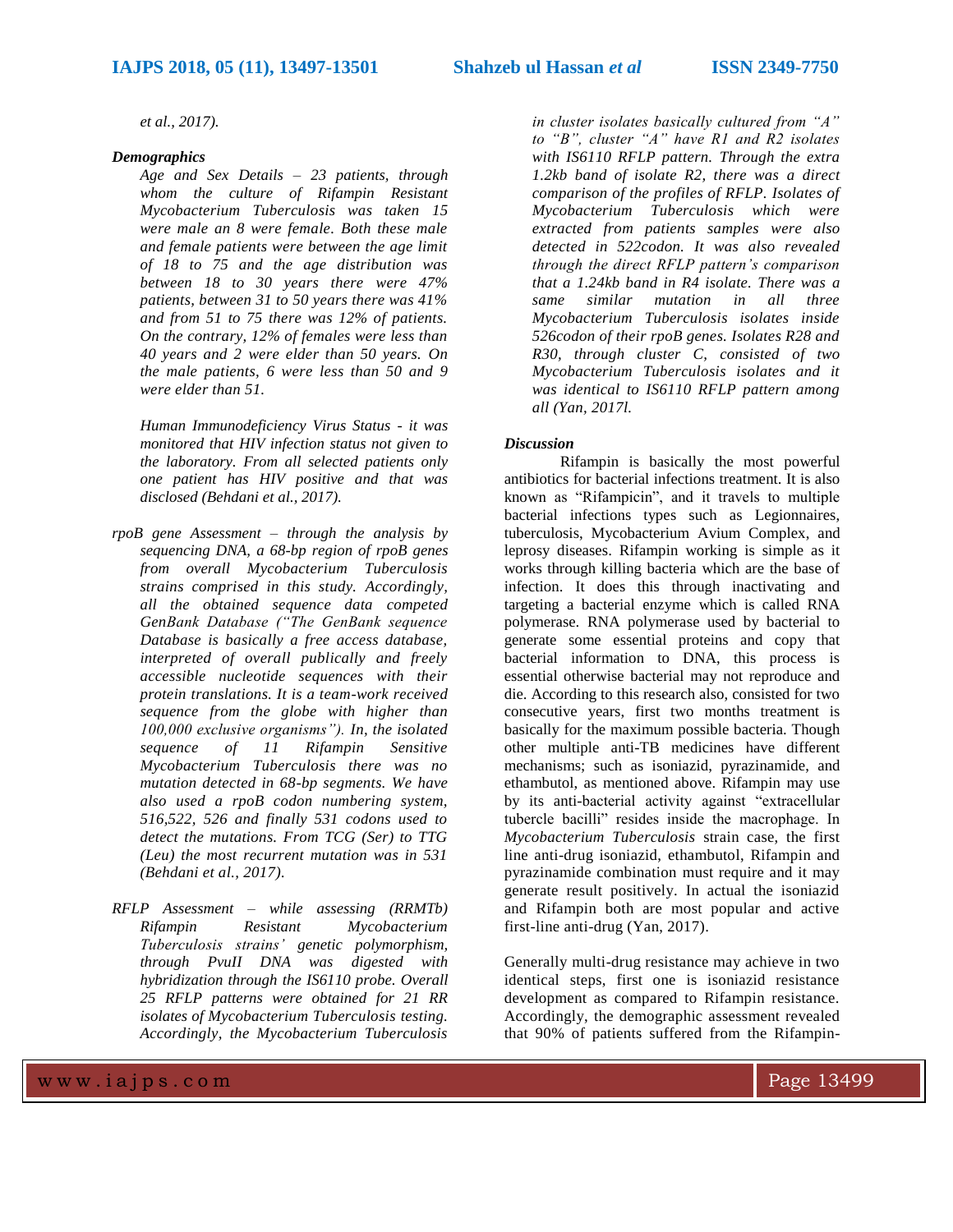*et al., 2017).*

### *Demographics*

*Age and Sex Details – 23 patients, through whom the culture of Rifampin Resistant Mycobacterium Tuberculosis was taken 15 were male an 8 were female. Both these male and female patients were between the age limit of 18 to 75 and the age distribution was between 18 to 30 years there were 47% patients, between 31 to 50 years there was 41% and from 51 to 75 there was 12% of patients. On the contrary, 12% of females were less than 40 years and 2 were elder than 50 years. On the male patients, 6 were less than 50 and 9 were elder than 51.*

*Human Immunodeficiency Virus Status - it was monitored that HIV infection status not given to the laboratory. From all selected patients only one patient has HIV positive and that was disclosed (Behdani et al., 2017).*

*rpoB gene Assessment – through the analysis by sequencing DNA, a 68-bp region of rpoB genes from overall Mycobacterium Tuberculosis strains comprised in this study. Accordingly, all the obtained sequence data competed GenBank Database ("The GenBank sequence Database is basically a free access database, interpreted of overall publically and freely accessible nucleotide sequences with their protein translations. It is a team-work received sequence from the globe with higher than 100,000 exclusive organisms"). In, the isolated sequence of 11 Rifampin Sensitive Mycobacterium Tuberculosis there was no mutation detected in 68-bp segments. We have also used a rpoB codon numbering system, 516,522, 526 and finally 531 codons used to detect the mutations. From TCG (Ser) to TTG (Leu) the most recurrent mutation was in 531 (Behdani et al., 2017).*

*RFLP Assessment – while assessing (RRMTb) Rifampin Resistant Mycobacterium Tuberculosis strains' genetic polymorphism, through PvuII DNA was digested with hybridization through the IS6110 probe. Overall 25 RFLP patterns were obtained for 21 RR isolates of Mycobacterium Tuberculosis testing. Accordingly, the Mycobacterium Tuberculosis in cluster isolates basically cultured from "A" to "B", cluster "A" have R1 and R2 isolates with IS6110 RFLP pattern. Through the extra 1.2kb band of isolate R2, there was a direct comparison of the profiles of RFLP. Isolates of Mycobacterium Tuberculosis which were extracted from patients samples were also detected in 522codon. It was also revealed through the direct RFLP pattern's comparison that a 1.24kb band in R4 isolate. There was a same similar mutation in all three Mycobacterium Tuberculosis isolates inside 526codon of their rpoB genes. Isolates R28 and R30, through cluster C, consisted of two Mycobacterium Tuberculosis isolates and it was identical to IS6110 RFLP pattern among all (Yan, 2017l.*

### *Discussion*

Rifampin is basically the most powerful antibiotics for bacterial infections treatment. It is also known as "Rifampicin", and it travels to multiple bacterial infections types such as Legionnaires, tuberculosis, Mycobacterium Avium Complex, and leprosy diseases. Rifampin working is simple as it works through killing bacteria which are the base of infection. It does this through inactivating and targeting a bacterial enzyme which is called RNA polymerase. RNA polymerase used by bacterial to generate some essential proteins and copy that bacterial information to DNA, this process is essential otherwise bacterial may not reproduce and die. According to this research also, consisted for two consecutive years, first two months treatment is basically for the maximum possible bacteria. Though other multiple anti-TB medicines have different mechanisms; such as isoniazid, pyrazinamide, and ethambutol, as mentioned above. Rifampin may use by its anti-bacterial activity against "extracellular tubercle bacilli" resides inside the macrophage. In *Mycobacterium Tuberculosis* strain case, the first line anti-drug isoniazid, ethambutol, Rifampin and pyrazinamide combination must require and it may generate result positively. In actual the isoniazid and Rifampin both are most popular and active first-line anti-drug (Yan, 2017).

Generally multi-drug resistance may achieve in two identical steps, first one is isoniazid resistance development as compared to Rifampin resistance. Accordingly, the demographic assessment revealed that 90% of patients suffered from the Rifampin-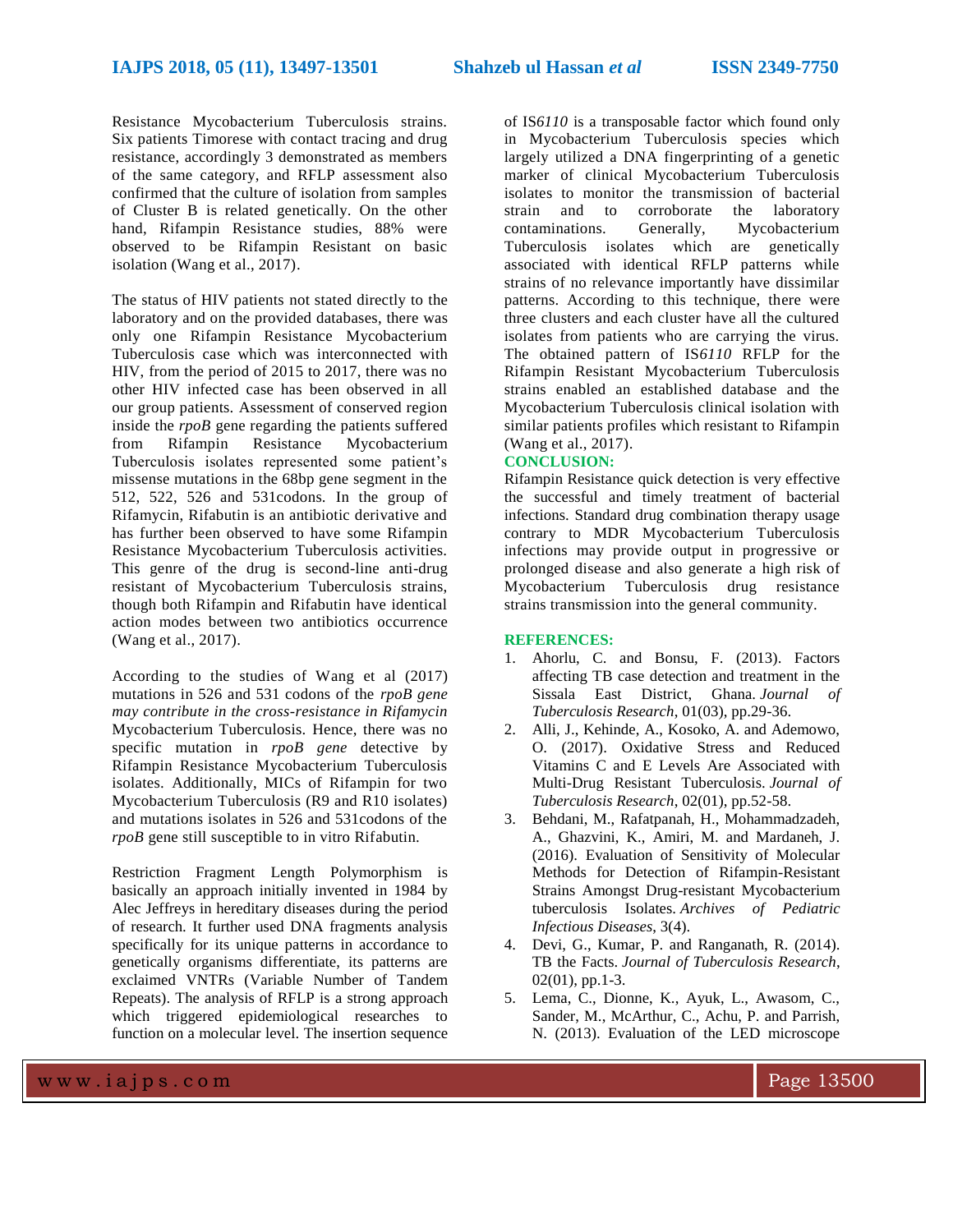Resistance Mycobacterium Tuberculosis strains. Six patients Timorese with contact tracing and drug resistance, accordingly 3 demonstrated as members of the same category, and RFLP assessment also confirmed that the culture of isolation from samples of Cluster B is related genetically. On the other hand, Rifampin Resistance studies, 88% were observed to be Rifampin Resistant on basic isolation (Wang et al., 2017).

The status of HIV patients not stated directly to the laboratory and on the provided databases, there was only one Rifampin Resistance Mycobacterium Tuberculosis case which was interconnected with HIV, from the period of 2015 to 2017, there was no other HIV infected case has been observed in all our group patients. Assessment of conserved region inside the *rpoB* gene regarding the patients suffered from Rifampin Resistance Mycobacterium Tuberculosis isolates represented some patient's missense mutations in the 68bp gene segment in the 512, 522, 526 and 531codons. In the group of Rifamycin, Rifabutin is an antibiotic derivative and has further been observed to have some Rifampin Resistance Mycobacterium Tuberculosis activities. This genre of the drug is second-line anti-drug resistant of Mycobacterium Tuberculosis strains, though both Rifampin and Rifabutin have identical action modes between two antibiotics occurrence (Wang et al., 2017).

According to the studies of Wang et al (2017) mutations in 526 and 531 codons of the *rpoB gene may contribute in the cross-resistance in Rifamycin* Mycobacterium Tuberculosis. Hence, there was no specific mutation in *rpoB gene* detective by Rifampin Resistance Mycobacterium Tuberculosis isolates. Additionally, MICs of Rifampin for two Mycobacterium Tuberculosis (R9 and R10 isolates) and mutations isolates in 526 and 531codons of the *rpoB* gene still susceptible to in vitro Rifabutin.

Restriction Fragment Length Polymorphism is basically an approach initially invented in 1984 by Alec Jeffreys in hereditary diseases during the period of research. It further used DNA fragments analysis specifically for its unique patterns in accordance to genetically organisms differentiate, its patterns are exclaimed VNTRs (Variable Number of Tandem Repeats). The analysis of RFLP is a strong approach which triggered epidemiological researches to function on a molecular level. The insertion sequence of IS*6110* is a transposable factor which found only in Mycobacterium Tuberculosis species which largely utilized a DNA fingerprinting of a genetic marker of clinical Mycobacterium Tuberculosis isolates to monitor the transmission of bacterial strain and to corroborate the laboratory contaminations. Generally, Mycobacterium Tuberculosis isolates which are genetically associated with identical RFLP patterns while strains of no relevance importantly have dissimilar patterns. According to this technique, there were three clusters and each cluster have all the cultured isolates from patients who are carrying the virus. The obtained pattern of IS*6110* RFLP for the Rifampin Resistant Mycobacterium Tuberculosis strains enabled an established database and the Mycobacterium Tuberculosis clinical isolation with similar patients profiles which resistant to Rifampin (Wang et al., 2017).

## CONCLUSION:

Rifampin Resistance quick detection is very effective the successful and timely treatment of bacterial infections. Standard drug combination therapy usage contrary to MDR Mycobacterium Tuberculosis infections may provide output in progressive or prolonged disease and also generate a high risk of Mycobacterium Tuberculosis drug resistance strains transmission into the general community.

## REFERENCES:

1. Ahorlu, C. and Bonsu, F. (2013). Factors affecting TB case detection and treatment in the Sissala East District, Ghana. *Journal of Tuberculosis Research*, 01(03), pp.29-36.
2. Alli, J., Kehinde, A., Kosoko, A. and Ademowo, O. (2017). Oxidative Stress and Reduced Vitamins C and E Levels Are Associated with Multi-Drug Resistant Tuberculosis. *Journal of Tuberculosis Research*, 02(01), pp.52-58.
3. Behdani, M., Rafatpanah, H., Mohammadzadeh, A., Ghazvini, K., Amiri, M. and Mardaneh, J. (2016). Evaluation of Sensitivity of Molecular Methods for Detection of Rifampin-Resistant Strains Amongst Drug-resistant Mycobacterium tuberculosis Isolates. *Archives of Pediatric Infectious Diseases*, 3(4).
4. Devi, G., Kumar, P. and Ranganath, R. (2014). TB the Facts. *Journal of Tuberculosis Research*, 02(01), pp.1-3.
5. Lema, C., Dionne, K., Ayuk, L., Awasom, C., Sander, M., McArthur, C., Achu, P. and Parrish, N. (2013). Evaluation of the LED microscope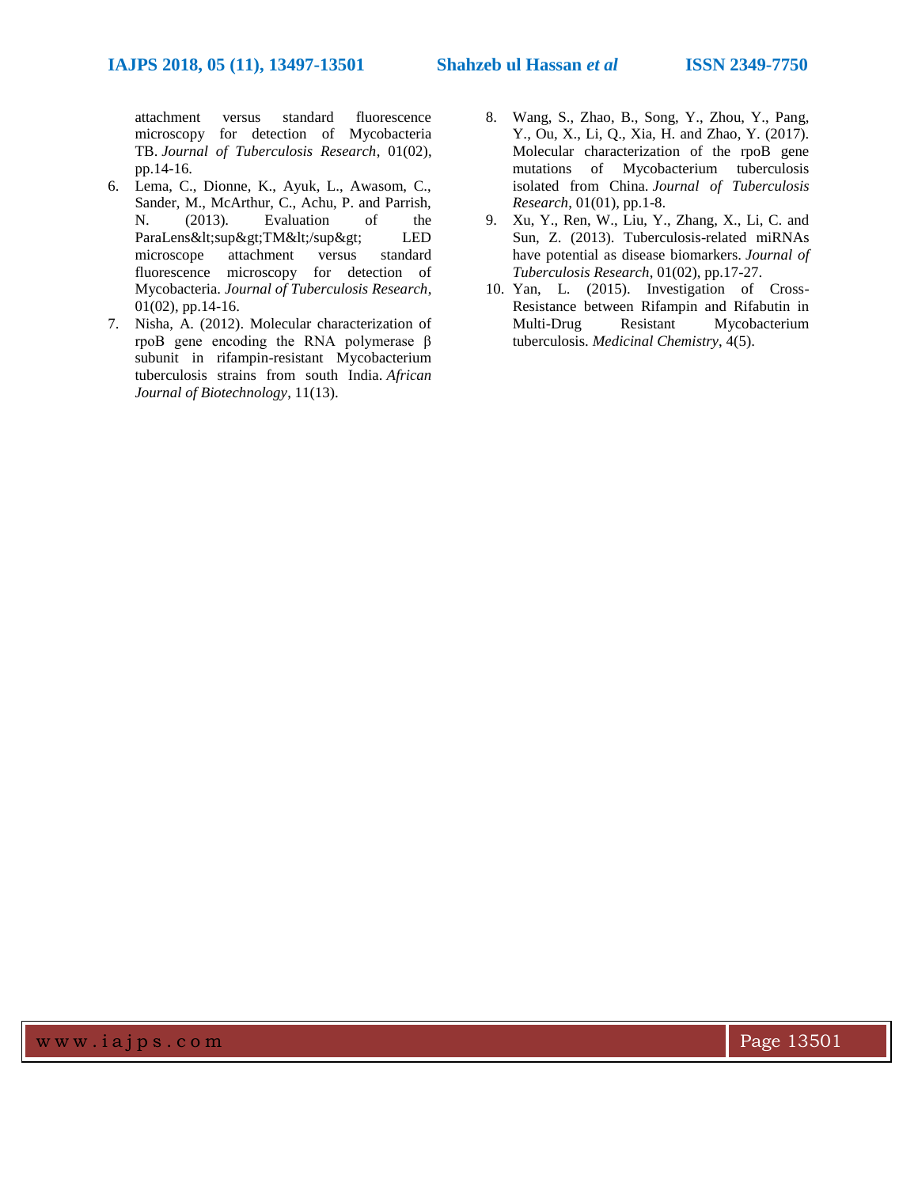attachment versus standard fluorescence microscopy for detection of Mycobacteria TB. *Journal of Tuberculosis Research*, 01(02), pp.14-16.

6. Lema, C., Dionne, K., Ayuk, L., Awasom, C., Sander, M., McArthur, C., Achu, P. and Parrish, N. (2013). Evaluation of the ParaLens&lt;sup&gt;TM&lt;/sup&gt; LED microscope attachment versus standard fluorescence microscopy for detection of Mycobacteria. *Journal of Tuberculosis Research*, 01(02), pp.14-16.
7. Nisha, A. (2012). Molecular characterization of rpoB gene encoding the RNA polymerase β subunit in rifampin-resistant Mycobacterium tuberculosis strains from south India. *African Journal of Biotechnology*, 11(13).
8. Wang, S., Zhao, B., Song, Y., Zhou, Y., Pang, Y., Ou, X., Li, Q., Xia, H. and Zhao, Y. (2017). Molecular characterization of the rpoB gene mutations of Mycobacterium tuberculosis isolated from China. *Journal of Tuberculosis Research*, 01(01), pp.1-8.
9. Xu, Y., Ren, W., Liu, Y., Zhang, X., Li, C. and Sun, Z. (2013). Tuberculosis-related miRNAs have potential as disease biomarkers. *Journal of Tuberculosis Research*, 01(02), pp.17-27.
10. Yan, L. (2015). Investigation of Cross-Resistance between Rifampin and Rifabutin in Multi-Drug Resistant Mycobacterium tuberculosis. *Medicinal Chemistry*, 4(5).